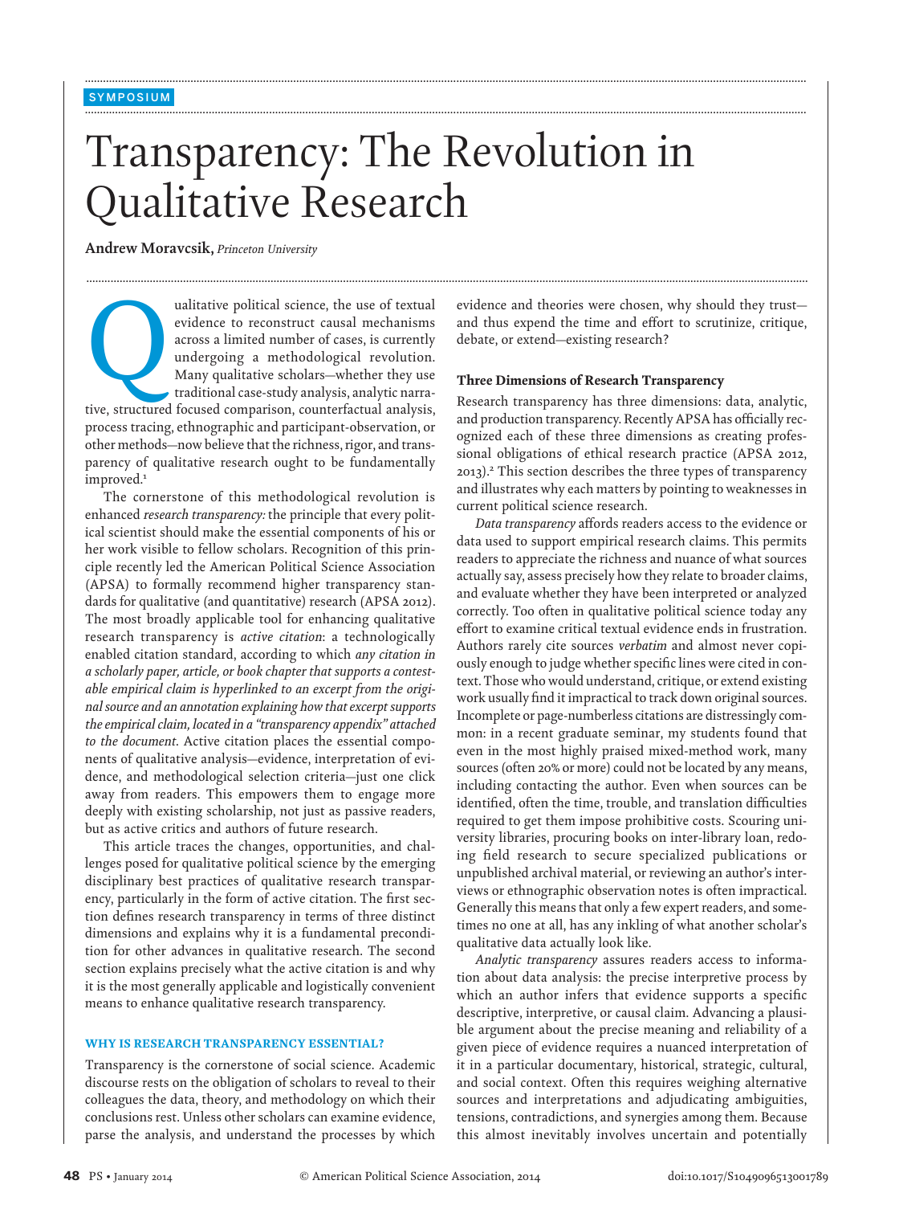SYMPOSIUM

# Transparency: The Revolution in Qualitative Research

**Andrew Moravcsik,** *Princeton University*

Qualitative political science, the use of textual evidence to reconstruct causal mechanisms across a limited number of cases, is currently undergoing a methodological revolution. Many qualitative scholars—whether they use traditional case-study analysis, analytic narrative, structured focused comparison, counterfactual analysis, process tracing, ethnographic and participant-observation, or other methods—now believe that the richness, rigor, and transparency of qualitative research ought to be fundamentally improved.[1]

The cornerstone of this methodological revolution is enhanced *research transparency:* the principle that every political scientist should make the essential components of his or her work visible to fellow scholars. Recognition of this principle recently led the American Political Science Association (APSA) to formally recommend higher transparency standards for qualitative (and quantitative) research (APSA 2012). The most broadly applicable tool for enhancing qualitative research transparency is *active citation*: a technologically enabled citation standard, according to which *any citation in a scholarly paper, article, or book chapter that supports a contestable empirical claim is hyperlinked to an excerpt from the original source and an annotation explaining how that excerpt supports the empirical claim, located in a "transparency appendix" attached to the document*. Active citation places the essential components of qualitative analysis—evidence, interpretation of evidence, and methodological selection criteria—just one click away from readers. This empowers them to engage more deeply with existing scholarship, not just as passive readers, but as active critics and authors of future research.

This article traces the changes, opportunities, and challenges posed for qualitative political science by the emerging disciplinary best practices of qualitative research transparency, particularly in the form of active citation. The first section defines research transparency in terms of three distinct dimensions and explains why it is a fundamental precondition for other advances in qualitative research. The second section explains precisely what the active citation is and why it is the most generally applicable and logistically convenient means to enhance qualitative research transparency.

## WHY IS RESEARCH TRANSPARENCY ESSENTIAL?

Transparency is the cornerstone of social science. Academic discourse rests on the obligation of scholars to reveal to their colleagues the data, theory, and methodology on which their conclusions rest. Unless other scholars can examine evidence, parse the analysis, and understand the processes by which evidence and theories were chosen, why should they trust—and thus expend the time and effort to scrutinize, critique, debate, or extend—existing research?

### Three Dimensions of Research Transparency

Research transparency has three dimensions: data, analytic, and production transparency. Recently APSA has officially recognized each of these three dimensions as creating professional obligations of ethical research practice (APSA 2012, 2013).[2] This section describes the three types of transparency and illustrates why each matters by pointing to weaknesses in current political science research.

*Data transparency* affords readers access to the evidence or data used to support empirical research claims. This permits readers to appreciate the richness and nuance of what sources actually say, assess precisely how they relate to broader claims, and evaluate whether they have been interpreted or analyzed correctly. Too often in qualitative political science today any effort to examine critical textual evidence ends in frustration. Authors rarely cite sources *verbatim* and almost never copiously enough to judge whether specific lines were cited in context. Those who would understand, critique, or extend existing work usually find it impractical to track down original sources. Incomplete or page-numberless citations are distressingly common: in a recent graduate seminar, my students found that even in the most highly praised mixed-method work, many sources (often 20% or more) could not be located by any means, including contacting the author. Even when sources can be identified, often the time, trouble, and translation difficulties required to get them impose prohibitive costs. Scouring university libraries, procuring books on inter-library loan, redoing field research to secure specialized publications or unpublished archival material, or reviewing an author's interviews or ethnographic observation notes is often impractical. Generally this means that only a few expert readers, and sometimes no one at all, has any inkling of what another scholar's qualitative data actually look like.

*Analytic transparency* assures readers access to information about data analysis: the precise interpretive process by which an author infers that evidence supports a specific descriptive, interpretive, or causal claim. Advancing a plausible argument about the precise meaning and reliability of a given piece of evidence requires a nuanced interpretation of it in a particular documentary, historical, strategic, cultural, and social context. Often this requires weighing alternative sources and interpretations and adjudicating ambiguities, tensions, contradictions, and synergies among them. Because this almost inevitably involves uncertain and potentially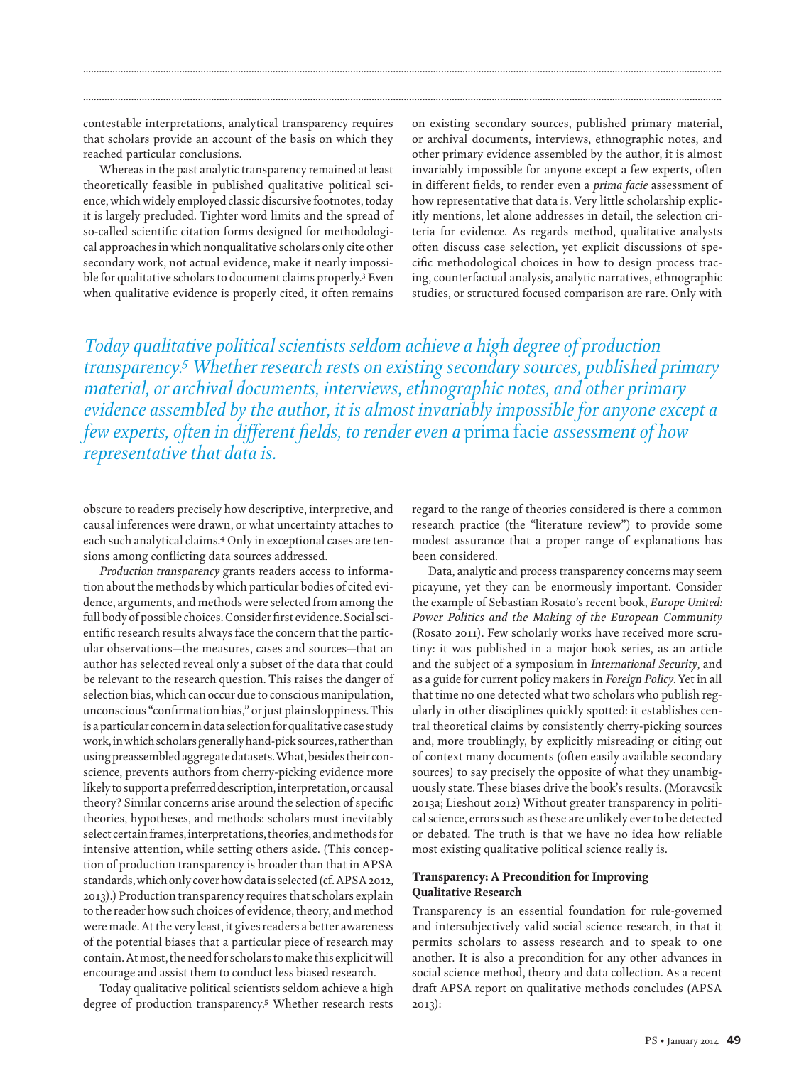contestable interpretations, analytical transparency requires that scholars provide an account of the basis on which they reached particular conclusions.

Whereas in the past analytic transparency remained at least theoretically feasible in published qualitative political science, which widely employed classic discursive footnotes, today it is largely precluded. Tighter word limits and the spread of so-called scientific citation forms designed for methodological approaches in which nonqualitative scholars only cite other secondary work, not actual evidence, make it nearly impossible for qualitative scholars to document claims properly.[3] Even when qualitative evidence is properly cited, it often remains obscure to readers precisely how descriptive, interpretive, and causal inferences were drawn, or what uncertainty attaches to each such analytical claims.[4] Only in exceptional cases are tensions among conflicting data sources addressed.

*Production transparency* grants readers access to information about the methods by which particular bodies of cited evidence, arguments, and methods were selected from among the full body of possible choices. Consider first evidence. Social scientific research results always face the concern that the particular observations—the measures, cases and sources—that an author has selected reveal only a subset of the data that could be relevant to the research question. This raises the danger of selection bias, which can occur due to conscious manipulation, unconscious "confirmation bias," or just plain sloppiness. This is a particular concern in data selection for qualitative case study work, in which scholars generally hand-pick sources, rather than using preassembled aggregate datasets. What, besides their conscience, prevents authors from cherry-picking evidence more likely to support a preferred description, interpretation, or causal theory? Similar concerns arise around the selection of specific theories, hypotheses, and methods: scholars must inevitably select certain frames, interpretations, theories, and methods for intensive attention, while setting others aside. (This conception of production transparency is broader than that in APSA standards, which only cover how data is selected (cf. APSA 2012, 2013).) Production transparency requires that scholars explain to the reader how such choices of evidence, theory, and method were made. At the very least, it gives readers a better awareness of the potential biases that a particular piece of research may contain. At most, the need for scholars to make this explicit will encourage and assist them to conduct less biased research.

Today qualitative political scientists seldom achieve a high degree of production transparency.[5] Whether research rests on existing secondary sources, published primary material, or archival documents, interviews, ethnographic notes, and other primary evidence assembled by the author, it is almost invariably impossible for anyone except a few experts, often in different fields, to render even a *prima facie* assessment of how representative that data is. Very little scholarship explicitly mentions, let alone addresses in detail, the selection criteria for evidence. As regards method, qualitative analysts often discuss case selection, yet explicit discussions of specific methodological choices in how to design process tracing, counterfactual analysis, analytic narratives, ethnographic studies, or structured focused comparison are rare. Only with regard to the range of theories considered is there a common research practice (the "literature review") to provide some modest assurance that a proper range of explanations has been considered.

*Today qualitative political scientists seldom achieve a high degree of production transparency.[5] Whether research rests on existing secondary sources, published primary material, or archival documents, interviews, ethnographic notes, and other primary evidence assembled by the author, it is almost invariably impossible for anyone except a few experts, often in different fields, to render even a* prima facie *assessment of how representative that data is.*

Data, analytic and process transparency concerns may seem picayune, yet they can be enormously important. Consider the example of Sebastian Rosato's recent book, *Europe United: Power Politics and the Making of the European Community* (Rosato 2011). Few scholarly works have received more scrutiny: it was published in a major book series, as an article and the subject of a symposium in *International Security*, and as a guide for current policy makers in *Foreign Policy*. Yet in all that time no one detected what two scholars who publish regularly in other disciplines quickly spotted: it establishes central theoretical claims by consistently cherry-picking sources and, more troublingly, by explicitly misreading or citing out of context many documents (often easily available secondary sources) to say precisely the opposite of what they unambiguously state. These biases drive the book's results. (Moravcsik 2013a; Lieshout 2012) Without greater transparency in political science, errors such as these are unlikely ever to be detected or debated. The truth is that we have no idea how reliable most existing qualitative political science really is.

### Transparency: A Precondition for Improving Qualitative Research

Transparency is an essential foundation for rule-governed and intersubjectively valid social science research, in that it permits scholars to assess research and to speak to one another. It is also a precondition for any other advances in social science method, theory and data collection. As a recent draft APSA report on qualitative methods concludes (APSA 2013):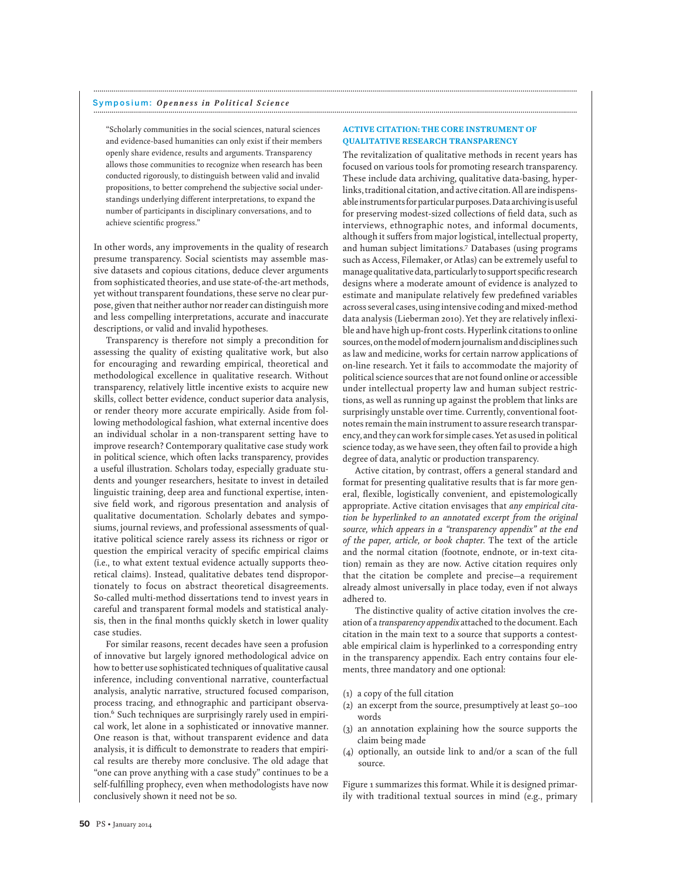> "Scholarly communities in the social sciences, natural sciences and evidence-based humanities can only exist if their members openly share evidence, results and arguments. Transparency allows those communities to recognize when research has been conducted rigorously, to distinguish between valid and invalid propositions, to better comprehend the subjective social understandings underlying different interpretations, to expand the number of participants in disciplinary conversations, and to achieve scientific progress."

In other words, any improvements in the quality of research presume transparency. Social scientists may assemble massive datasets and copious citations, deduce clever arguments from sophisticated theories, and use state-of-the-art methods, yet without transparent foundations, these serve no clear purpose, given that neither author nor reader can distinguish more and less compelling interpretations, accurate and inaccurate descriptions, or valid and invalid hypotheses.

Transparency is therefore not simply a precondition for assessing the quality of existing qualitative work, but also for encouraging and rewarding empirical, theoretical and methodological excellence in qualitative research. Without transparency, relatively little incentive exists to acquire new skills, collect better evidence, conduct superior data analysis, or render theory more accurate empirically. Aside from following methodological fashion, what external incentive does an individual scholar in a non-transparent setting have to improve research? Contemporary qualitative case study work in political science, which often lacks transparency, provides a useful illustration. Scholars today, especially graduate students and younger researchers, hesitate to invest in detailed linguistic training, deep area and functional expertise, intensive field work, and rigorous presentation and analysis of qualitative documentation. Scholarly debates and symposiums, journal reviews, and professional assessments of qualitative political science rarely assess its richness or rigor or question the empirical veracity of specific empirical claims (i.e., to what extent textual evidence actually supports theoretical claims). Instead, qualitative debates tend disproportionately to focus on abstract theoretical disagreements. So-called multi-method dissertations tend to invest years in careful and transparent formal models and statistical analysis, then in the final months quickly sketch in lower quality case studies.

For similar reasons, recent decades have seen a profusion of innovative but largely ignored methodological advice on how to better use sophisticated techniques of qualitative causal inference, including conventional narrative, counterfactual analysis, analytic narrative, structured focused comparison, process tracing, and ethnographic and participant observation.[6] Such techniques are surprisingly rarely used in empirical work, let alone in a sophisticated or innovative manner. One reason is that, without transparent evidence and data analysis, it is difficult to demonstrate to readers that empirical results are thereby more conclusive. The old adage that "one can prove anything with a case study" continues to be a self-fulfilling prophecy, even when methodologists have now conclusively shown it need not be so.

## ACTIVE CITATION: THE CORE INSTRUMENT OF QUALITATIVE RESEARCH TRANSPARENCY

The revitalization of qualitative methods in recent years has focused on various tools for promoting research transparency. These include data archiving, qualitative data-basing, hyperlinks, traditional citation, and active citation. All are indispensable instruments for particular purposes. Data archiving is useful for preserving modest-sized collections of field data, such as interviews, ethnographic notes, and informal documents, although it suffers from major logistical, intellectual property, and human subject limitations.[7] Databases (using programs such as Access, Filemaker, or Atlas) can be extremely useful to manage qualitative data, particularly to support specific research designs where a moderate amount of evidence is analyzed to estimate and manipulate relatively few predefined variables across several cases, using intensive coding and mixed-method data analysis (Lieberman 2010). Yet they are relatively inflexible and have high up-front costs. Hyperlink citations to online sources, on the model of modern journalism and disciplines such as law and medicine, works for certain narrow applications of on-line research. Yet it fails to accommodate the majority of political science sources that are not found online or accessible under intellectual property law and human subject restrictions, as well as running up against the problem that links are surprisingly unstable over time. Currently, conventional footnotes remain the main instrument to assure research transparency, and they can work for simple cases. Yet as used in political science today, as we have seen, they often fail to provide a high degree of data, analytic or production transparency.

Active citation, by contrast, offers a general standard and format for presenting qualitative results that is far more general, flexible, logistically convenient, and epistemologically appropriate. Active citation envisages that *any empirical citation be hyperlinked to an annotated excerpt from the original source, which appears in a "transparency appendix" at the end of the paper, article, or book chapter*. The text of the article and the normal citation (footnote, endnote, or in-text citation) remain as they are now. Active citation requires only that the citation be complete and precise—a requirement already almost universally in place today, even if not always adhered to.

The distinctive quality of active citation involves the creation of a *transparency appendix* attached to the document. Each citation in the main text to a source that supports a contestable empirical claim is hyperlinked to a corresponding entry in the transparency appendix. Each entry contains four elements, three mandatory and one optional:

(1) a copy of the full citation
(2) an excerpt from the source, presumptively at least 50–100 words
(3) an annotation explaining how the source supports the claim being made
(4) optionally, an outside link to and/or a scan of the full source.

Figure 1 summarizes this format. While it is designed primarily with traditional textual sources in mind (e.g., primary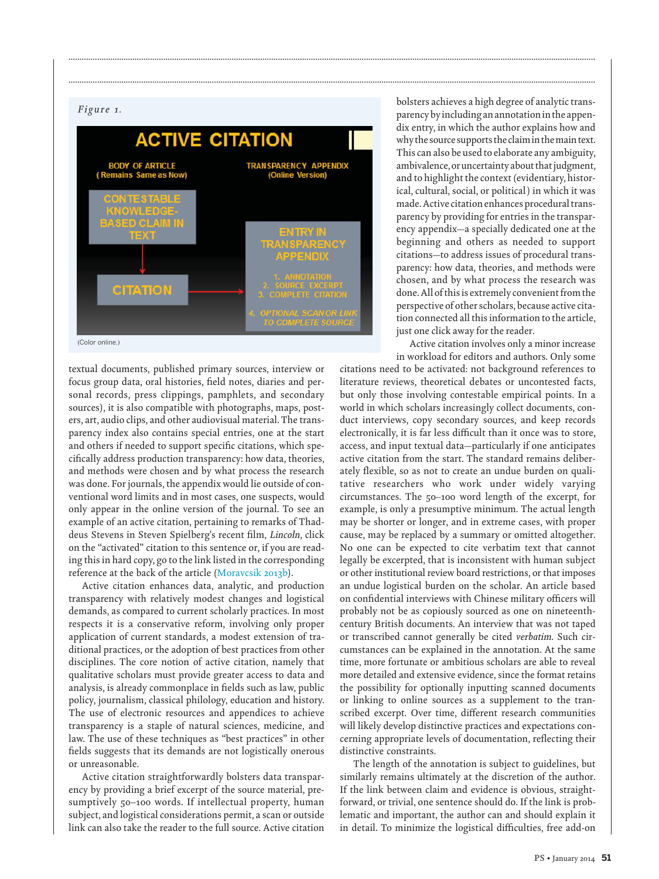Figure 1.

ACTIVE CITATION

BODY OF ARTICLE (Remains Same as Now)

TRANSPARENCY APPENDIX (Online Version)

CONTESTABLE KNOWLEDGE-BASED CLAIM IN TEXT

CITATION

ENTRY IN TRANSPARENCY APPENDIX

1. ANNOTATION
2. SOURCE EXCERPT
3. COMPLETE CITATION

4. OPTIONAL SCAN OR LINK TO COMPLETE SOURCE

(Color online.)

textual documents, published primary sources, interview or focus group data, oral histories, field notes, diaries and personal records, press clippings, pamphlets, and secondary sources), it is also compatible with photographs, maps, posters, art, audio clips, and other audiovisual material. The transparency index also contains special entries, one at the start and others if needed to support specific citations, which specifically address production transparency: how data, theories, and methods were chosen and by what process the research was done. For journals, the appendix would lie outside of conventional word limits and in most cases, one suspects, would only appear in the online version of the journal. To see an example of an active citation, pertaining to remarks of Thaddeus Stevens in Steven Spielberg's recent film, *Lincoln*, click on the "activated" citation to this sentence or, if you are reading this in hard copy, go to the link listed in the corresponding reference at the back of the article (Moravcsik 2013b).

Active citation enhances data, analytic, and production transparency with relatively modest changes and logistical demands, as compared to current scholarly practices. In most respects it is a conservative reform, involving only proper application of current standards, a modest extension of traditional practices, or the adoption of best practices from other disciplines. The core notion of active citation, namely that qualitative scholars must provide greater access to data and analysis, is already commonplace in fields such as law, public policy, journalism, classical philology, education and history. The use of electronic resources and appendices to achieve transparency is a staple of natural sciences, medicine, and law. The use of these techniques as "best practices" in other fields suggests that its demands are not logistically onerous or unreasonable.

Active citation straightforwardly bolsters data transparency by providing a brief excerpt of the source material, presumptively 50–100 words. If intellectual property, human subject, and logistical considerations permit, a scan or outside link can also take the reader to the full source. Active citation bolsters achieves a high degree of analytic transparency by including an annotation in the appendix entry, in which the author explains how and why the source supports the claim in the main text. This can also be used to elaborate any ambiguity, ambivalence, or uncertainty about that judgment, and to highlight the context (evidentiary, historical, cultural, social, or political) in which it was made. Active citation enhances procedural transparency by providing for entries in the transparency appendix—a specially dedicated one at the beginning and others as needed to support citations—to address issues of procedural transparency: how data, theories, and methods were chosen, and by what process the research was done. All of this is extremely convenient from the perspective of other scholars, because active citation connected all this information to the article, just one click away for the reader.

Active citation involves only a minor increase in workload for editors and authors. Only some citations need to be activated: not background references to literature reviews, theoretical debates or uncontested facts, but only those involving contestable empirical points. In a world in which scholars increasingly collect documents, conduct interviews, copy secondary sources, and keep records electronically, it is far less difficult than it once was to store, access, and input textual data—particularly if one anticipates active citation from the start. The standard remains deliberately flexible, so as not to create an undue burden on qualitative researchers who work under widely varying circumstances. The 50–100 word length of the excerpt, for example, is only a presumptive minimum. The actual length may be shorter or longer, and in extreme cases, with proper cause, may be replaced by a summary or omitted altogether. No one can be expected to cite verbatim text that cannot legally be excerpted, that is inconsistent with human subject or other institutional review board restrictions, or that imposes an undue logistical burden on the scholar. An article based on confidential interviews with Chinese military officers will probably not be as copiously sourced as one on nineteenth-century British documents. An interview that was not taped or transcribed cannot generally be cited *verbatim.* Such circumstances can be explained in the annotation. At the same time, more fortunate or ambitious scholars are able to reveal more detailed and extensive evidence, since the format retains the possibility for optionally inputting scanned documents or linking to online sources as a supplement to the transcribed excerpt. Over time, different research communities will likely develop distinctive practices and expectations concerning appropriate levels of documentation, reflecting their distinctive constraints.

The length of the annotation is subject to guidelines, but similarly remains ultimately at the discretion of the author. If the link between claim and evidence is obvious, straightforward, or trivial, one sentence should do. If the link is problematic and important, the author can and should explain it in detail. To minimize the logistical difficulties, free add-on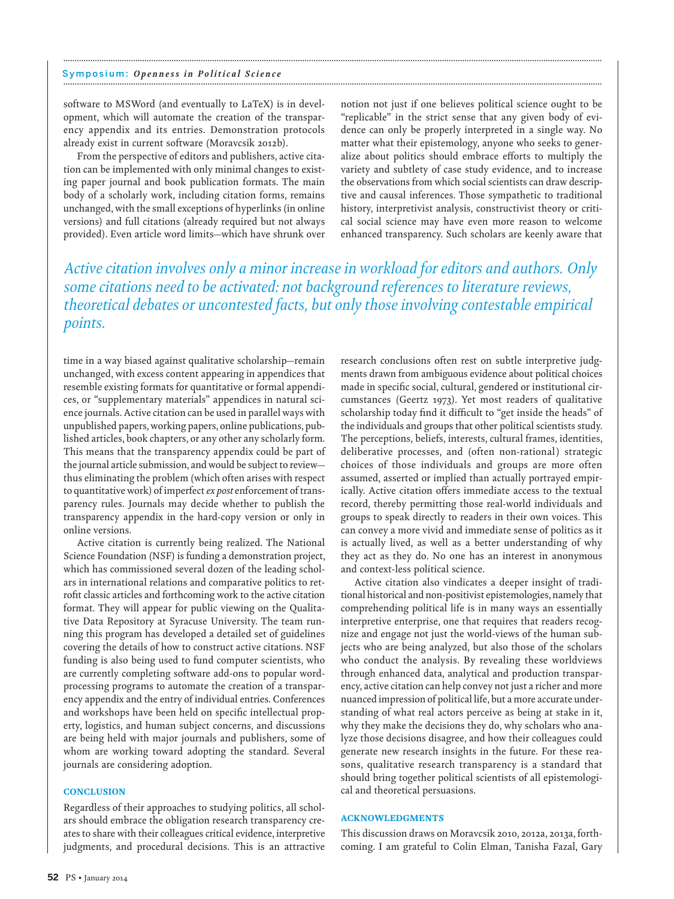software to MSWord (and eventually to LaTeX) is in development, which will automate the creation of the transparency appendix and its entries. Demonstration protocols already exist in current software (Moravcsik 2012b).

From the perspective of editors and publishers, active citation can be implemented with only minimal changes to existing paper journal and book publication formats. The main body of a scholarly work, including citation forms, remains unchanged, with the small exceptions of hyperlinks (in online versions) and full citations (already required but not always provided). Even article word limits—which have shrunk over time in a way biased against qualitative scholarship—remain unchanged, with excess content appearing in appendices that resemble existing formats for quantitative or formal appendices, or "supplementary materials" appendices in natural science journals. Active citation can be used in parallel ways with unpublished papers, working papers, online publications, published articles, book chapters, or any other any scholarly form. This means that the transparency appendix could be part of the journal article submission, and would be subject to review—thus eliminating the problem (which often arises with respect to quantitative work) of imperfect *ex post* enforcement of transparency rules. Journals may decide whether to publish the transparency appendix in the hard-copy version or only in online versions.

*Active citation involves only a minor increase in workload for editors and authors. Only some citations need to be activated: not background references to literature reviews, theoretical debates or uncontested facts, but only those involving contestable empirical points.*

Active citation is currently being realized. The National Science Foundation (NSF) is funding a demonstration project, which has commissioned several dozen of the leading scholars in international relations and comparative politics to retrofit classic articles and forthcoming work to the active citation format. They will appear for public viewing on the Qualitative Data Repository at Syracuse University. The team running this program has developed a detailed set of guidelines covering the details of how to construct active citations. NSF funding is also being used to fund computer scientists, who are currently completing software add-ons to popular word-processing programs to automate the creation of a transparency appendix and the entry of individual entries. Conferences and workshops have been held on specific intellectual property, logistics, and human subject concerns, and discussions are being held with major journals and publishers, some of whom are working toward adopting the standard. Several journals are considering adoption.

## CONCLUSION

Regardless of their approaches to studying politics, all scholars should embrace the obligation research transparency creates to share with their colleagues critical evidence, interpretive judgments, and procedural decisions. This is an attractive notion not just if one believes political science ought to be "replicable" in the strict sense that any given body of evidence can only be properly interpreted in a single way. No matter what their epistemology, anyone who seeks to generalize about politics should embrace efforts to multiply the variety and subtlety of case study evidence, and to increase the observations from which social scientists can draw descriptive and causal inferences. Those sympathetic to traditional history, interpretivist analysis, constructivist theory or critical social science may have even more reason to welcome enhanced transparency. Such scholars are keenly aware that research conclusions often rest on subtle interpretive judgments drawn from ambiguous evidence about political choices made in specific social, cultural, gendered or institutional circumstances (Geertz 1973). Yet most readers of qualitative scholarship today find it difficult to "get inside the heads" of the individuals and groups that other political scientists study. The perceptions, beliefs, interests, cultural frames, identities, deliberative processes, and (often non-rational) strategic choices of those individuals and groups are more often assumed, asserted or implied than actually portrayed empirically. Active citation offers immediate access to the textual record, thereby permitting those real-world individuals and groups to speak directly to readers in their own voices. This can convey a more vivid and immediate sense of politics as it is actually lived, as well as a better understanding of why they act as they do. No one has an interest in anonymous and context-less political science.

Active citation also vindicates a deeper insight of traditional historical and non-positivist epistemologies, namely that comprehending political life is in many ways an essentially interpretive enterprise, one that requires that readers recognize and engage not just the world-views of the human subjects who are being analyzed, but also those of the scholars who conduct the analysis. By revealing these worldviews through enhanced data, analytical and production transparency, active citation can help convey not just a richer and more nuanced impression of political life, but a more accurate understanding of what real actors perceive as being at stake in it, why they make the decisions they do, why scholars who analyze those decisions disagree, and how their colleagues could generate new research insights in the future. For these reasons, qualitative research transparency is a standard that should bring together political scientists of all epistemological and theoretical persuasions.

## ACKNOWLEDGMENTS

This discussion draws on Moravcsik 2010, 2012a, 2013a, forthcoming. I am grateful to Colin Elman, Tanisha Fazal, Gary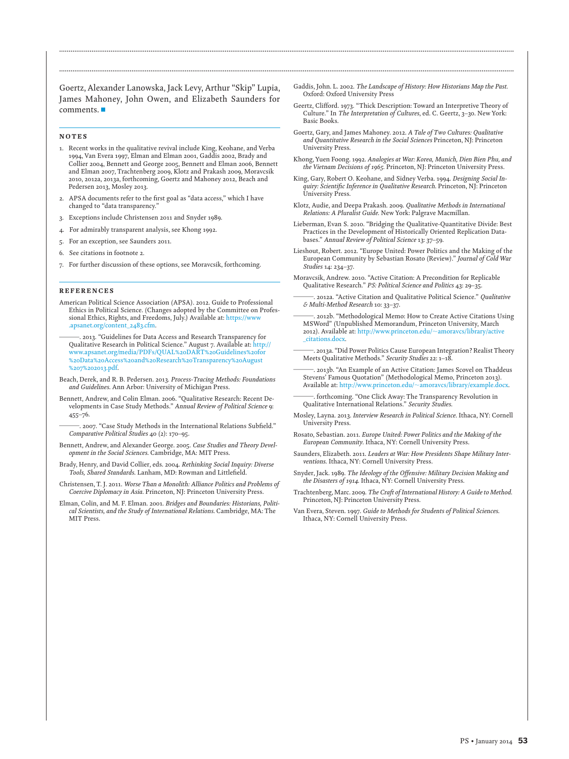Goertz, Alexander Lanowska, Jack Levy, Arthur "Skip" Lupia, James Mahoney, John Owen, and Elizabeth Saunders for comments. ■

## NOTES

1. Recent works in the qualitative revival include King, Keohane, and Verba 1994, Van Evera 1997, Elman and Elman 2001, Gaddis 2002, Brady and Collier 2004, Bennett and George 2005, Bennett and Elman 2006, Bennett and Elman 2007, Trachtenberg 2009, Klotz and Prakash 2009, Moravcsik 2010, 2012a, 2013a, forthcoming, Goertz and Mahoney 2012, Beach and Pedersen 2013, Mosley 2013.
2. APSA documents refer to the first goal as "data access," which I have changed to "data transparency."
3. Exceptions include Christensen 2011 and Snyder 1989.
4. For admirably transparent analysis, see Khong 1992.
5. For an exception, see Saunders 2011.
6. See citations in footnote 2.
7. For further discussion of these options, see Moravcsik, forthcoming.

## REFERENCES

American Political Science Association (APSA). 2012. Guide to Professional Ethics in Political Science. (Changes adopted by the Committee on Professional Ethics, Rights, and Freedoms, July.) Available at: https://www.apsanet.org/content_2483.cfm.

———. 2013. "Guidelines for Data Access and Research Transparency for Qualitative Research in Political Science." August 7. Available at: http://www.apsanet.org/media/PDFs/QUAL%20DART%20Guidelines%20for%20Data%20Access%20and%20Research%20Transparency%20August%207%202013.pdf.

Beach, Derek, and R. B. Pedersen. 2013. *Process-Tracing Methods: Foundations and Guidelines.* Ann Arbor: University of Michigan Press.

Bennett, Andrew, and Colin Elman. 2006. "Qualitative Research: Recent Developments in Case Study Methods." *Annual Review of Political Science* 9: 455–76.

———. 2007. "Case Study Methods in the International Relations Subfield." *Comparative Political Studies* 40 (2): 170–95.

Bennett, Andrew, and Alexander George. 2005. *Case Studies and Theory Development in the Social Sciences.* Cambridge, MA: MIT Press.

Brady, Henry, and David Collier, eds. 2004. *Rethinking Social Inquiry: Diverse Tools, Shared Standards.* Lanham, MD: Rowman and Littlefield.

Christensen, T. J. 2011. *Worse Than a Monolith: Alliance Politics and Problems of Coercive Diplomacy in Asia.* Princeton, NJ: Princeton University Press.

Elman, Colin, and M. F. Elman. 2001. *Bridges and Boundaries: Historians, Political Scientists, and the Study of International Relations.* Cambridge, MA: The MIT Press.

Gaddis, John. L. 2002. *The Landscape of History: How Historians Map the Past.* Oxford: Oxford University Press

Geertz, Clifford. 1973. "Thick Description: Toward an Interpretive Theory of Culture." In *The Interpretation of Cultures*, ed. C. Geertz, 3–30. New York: Basic Books.

Goertz, Gary, and James Mahoney. 2012. *A Tale of Two Cultures: Qualitative and Quantitative Research in the Social Sciences* Princeton, NJ: Princeton University Press.

Khong, Yuen Foong. 1992. *Analogies at War: Korea, Munich, Dien Bien Phu, and the Vietnam Decisions of 1965.* Princeton, NJ: Princeton University Press.

King, Gary, Robert O. Keohane, and Sidney Verba. 1994. *Designing Social Inquiry: Scientific Inference in Qualitative Research.* Princeton, NJ: Princeton University Press.

Klotz, Audie, and Deepa Prakash. 2009. *Qualitative Methods in International Relations: A Pluralist Guide.* New York: Palgrave Macmillan.

Lieberman, Evan S. 2010. "Bridging the Qualitative-Quantitative Divide: Best Practices in the Development of Historically Oriented Replication Databases." *Annual Review of Political Science* 13: 37–59.

Lieshout, Robert. 2012. "Europe United: Power Politics and the Making of the European Community by Sebastian Rosato (Review)." *Journal of Cold War Studies* 14: 234–37.

Moravcsik, Andrew. 2010. "Active Citation: A Precondition for Replicable Qualitative Research." *PS: Political Science and Politics* 43: 29–35.

———. 2012a. "Active Citation and Qualitative Political Science." *Qualitative & Multi-Method Research* 10: 33–37.

———. 2012b. "Methodological Memo: How to Create Active Citations Using MSWord" (Unpublished Memorandum, Princeton University, March 2012). Available at: http://www.princeton.edu/~amoravcs/library/active_citations.docx.

———. 2013a. "Did Power Politics Cause European Integration? Realist Theory Meets Qualitative Methods." *Security Studies* 22: 1–18.

———. 2013b. "An Example of an Active Citation: James Scovel on Thaddeus Stevens' Famous Quotation" (Methodological Memo, Princeton 2013). Available at: http://www.princeton.edu/~amoravcs/library/example.docx.

———. forthcoming. "One Click Away: The Transparency Revolution in Qualitative International Relations." *Security Studies.*

Mosley, Layna. 2013. *Interview Research in Political Science.* Ithaca, NY: Cornell University Press.

Rosato, Sebastian. 2011. *Europe United: Power Politics and the Making of the European Community.* Ithaca, NY: Cornell University Press.

Saunders, Elizabeth. 2011. *Leaders at War: How Presidents Shape Military Interventions.* Ithaca, NY: Cornell University Press.

Snyder, Jack. 1989. *The Ideology of the Offensive: Military Decision Making and the Disasters of 1914.* Ithaca, NY: Cornell University Press.

Trachtenberg, Marc. 2009. *The Craft of International History: A Guide to Method.* Princeton, NJ: Princeton University Press.

Van Evera, Steven. 1997. *Guide to Methods for Students of Political Sciences.* Ithaca, NY: Cornell University Press.